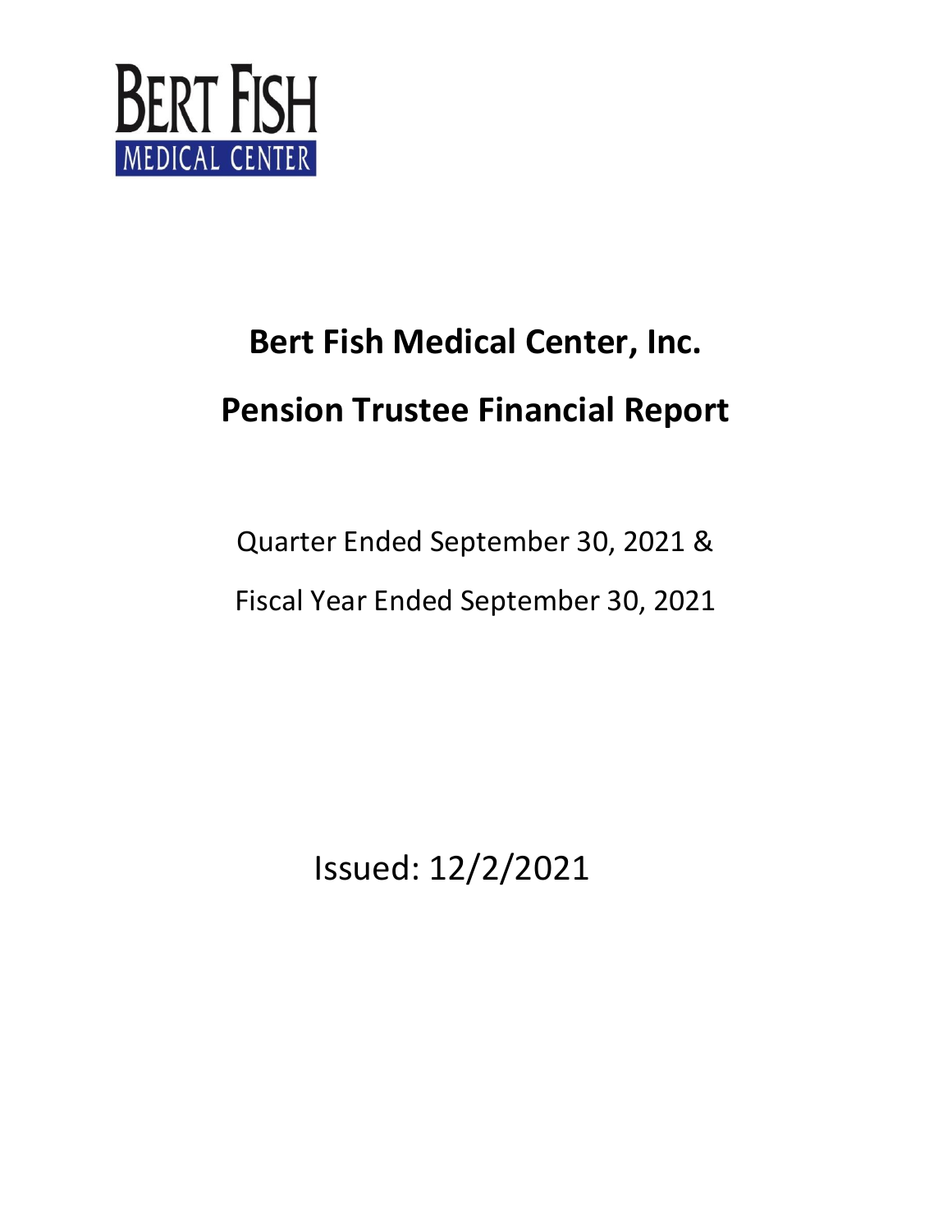BERT FISH
MEDICAL CENTER

# Bert Fish Medical Center, Inc.

# Pension Trustee Financial Report

Quarter Ended September 30, 2021 &

Fiscal Year Ended September 30, 2021

Issued: 12/2/2021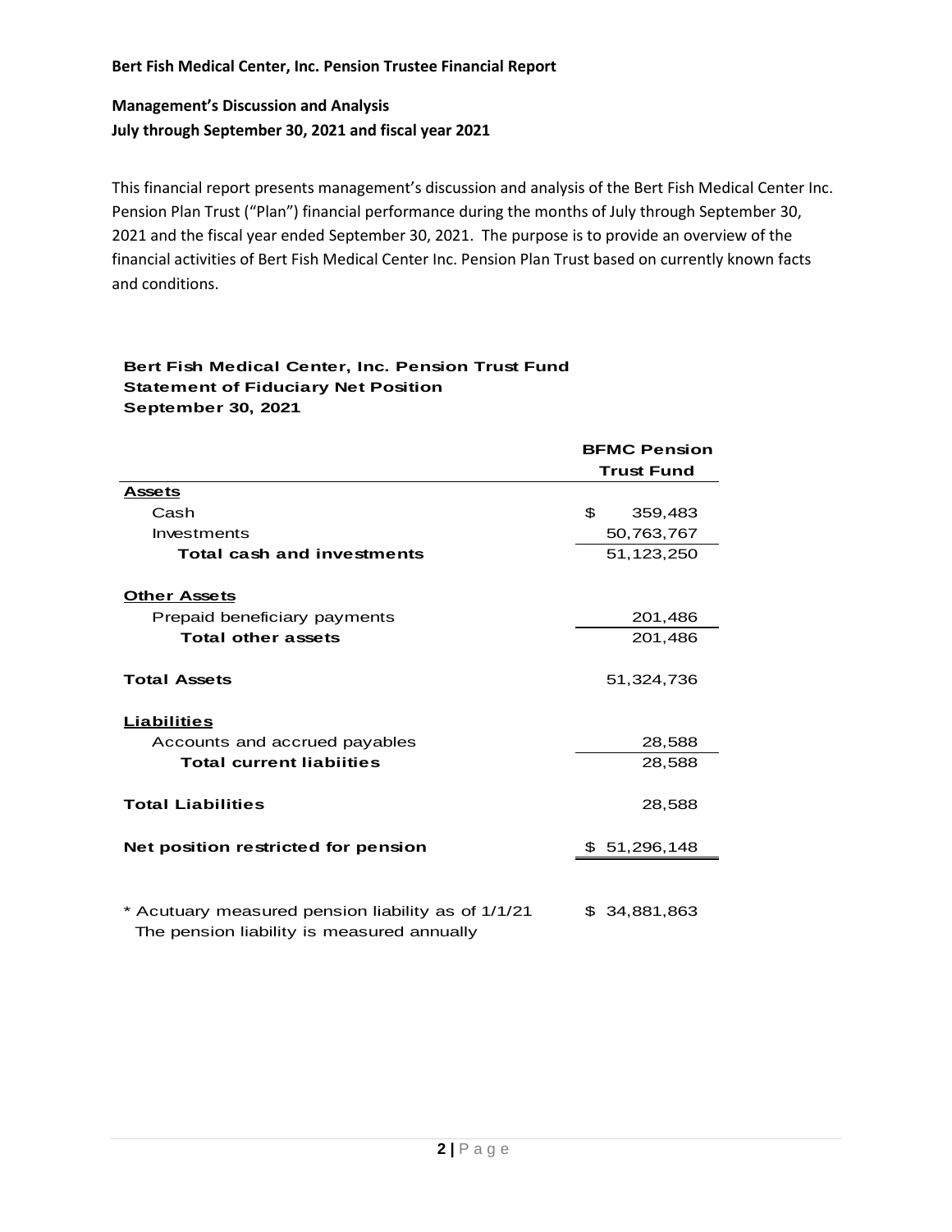**Bert Fish Medical Center, Inc. Pension Trustee Financial Report**

**Management's Discussion and Analysis**
**July through September 30, 2021 and fiscal year 2021**

This financial report presents management's discussion and analysis of the Bert Fish Medical Center Inc. Pension Plan Trust ("Plan") financial performance during the months of July through September 30, 2021 and the fiscal year ended September 30, 2021. The purpose is to provide an overview of the financial activities of Bert Fish Medical Center Inc. Pension Plan Trust based on currently known facts and conditions.

**Bert Fish Medical Center, Inc. Pension Trust Fund**
**Statement of Fiduciary Net Position**
**September 30, 2021**

| | BFMC Pension Trust Fund |
|---|---|
| **Assets** | |
| Cash | $ 359,483 |
| Investments | 50,763,767 |
| **Total cash and investments** | 51,123,250 |
| | |
| **Other Assets** | |
| Prepaid beneficiary payments | 201,486 |
| **Total other assets** | 201,486 |
| | |
| **Total Assets** | 51,324,736 |
| | |
| **Liabilities** | |
| Accounts and accrued payables | 28,588 |
| **Total current liabiities** | 28,588 |
| | |
| **Total Liabilities** | 28,588 |
| | |
| **Net position restricted for pension** | $ 51,296,148 |
| | |
| * Acutuary measured pension liability as of 1/1/21<br>The pension liability is measured annually | $ 34,881,863 |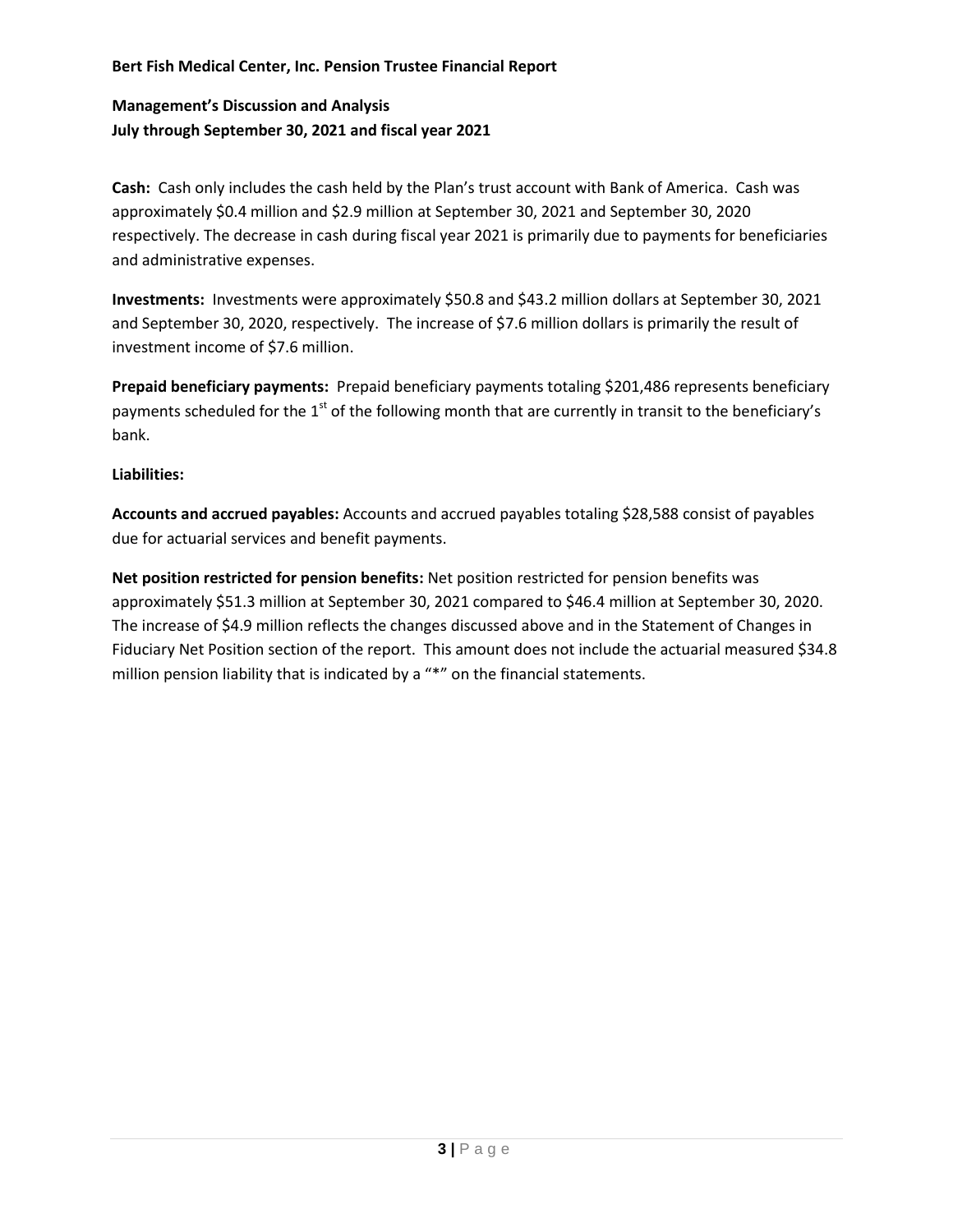**Bert Fish Medical Center, Inc. Pension Trustee Financial Report**

**Management's Discussion and Analysis**
**July through September 30, 2021 and fiscal year 2021**

**Cash:** Cash only includes the cash held by the Plan's trust account with Bank of America. Cash was approximately $0.4 million and $2.9 million at September 30, 2021 and September 30, 2020 respectively. The decrease in cash during fiscal year 2021 is primarily due to payments for beneficiaries and administrative expenses.

**Investments:** Investments were approximately $50.8 and $43.2 million dollars at September 30, 2021 and September 30, 2020, respectively. The increase of $7.6 million dollars is primarily the result of investment income of $7.6 million.

**Prepaid beneficiary payments:** Prepaid beneficiary payments totaling $201,486 represents beneficiary payments scheduled for the 1st of the following month that are currently in transit to the beneficiary's bank.

**Liabilities:**

**Accounts and accrued payables:** Accounts and accrued payables totaling $28,588 consist of payables due for actuarial services and benefit payments.

**Net position restricted for pension benefits:** Net position restricted for pension benefits was approximately $51.3 million at September 30, 2021 compared to $46.4 million at September 30, 2020. The increase of $4.9 million reflects the changes discussed above and in the Statement of Changes in Fiduciary Net Position section of the report. This amount does not include the actuarial measured $34.8 million pension liability that is indicated by a "*" on the financial statements.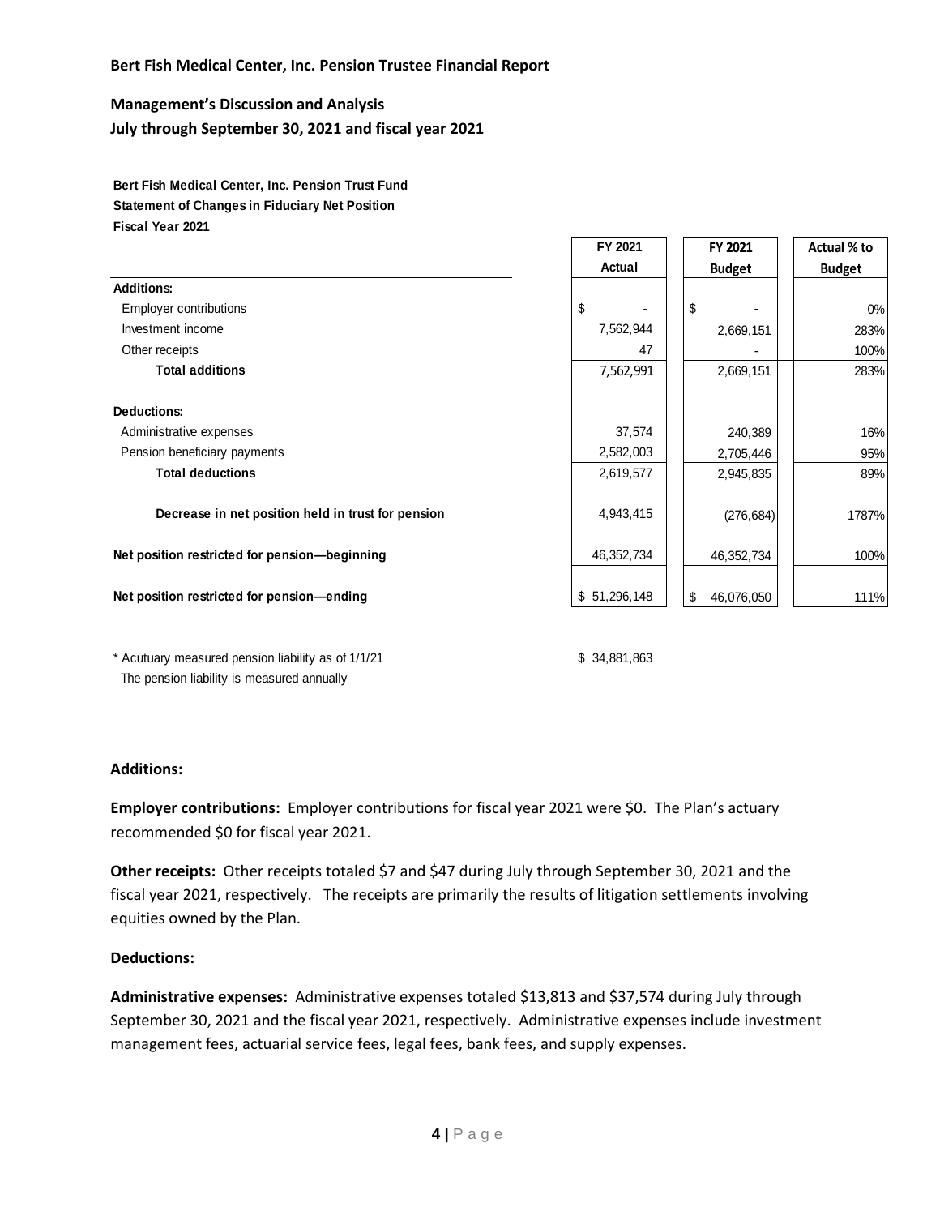**Bert Fish Medical Center, Inc. Pension Trustee Financial Report**

**Management's Discussion and Analysis**
**July through September 30, 2021 and fiscal year 2021**

**Bert Fish Medical Center, Inc. Pension Trust Fund**
**Statement of Changes in Fiduciary Net Position**
**Fiscal Year 2021**

| | FY 2021 Actual | FY 2021 Budget | Actual % to Budget |
|---|---|---|---|
| **Additions:** | | | |
| Employer contributions | $ - | $ - | 0% |
| Investment income | 7,562,944 | 2,669,151 | 283% |
| Other receipts | 47 | - | 100% |
| **Total additions** | 7,562,991 | 2,669,151 | 283% |
| | | | |
| **Deductions:** | | | |
| Administrative expenses | 37,574 | 240,389 | 16% |
| Pension beneficiary payments | 2,582,003 | 2,705,446 | 95% |
| **Total deductions** | 2,619,577 | 2,945,835 | 89% |
| | | | |
| **Decrease in net position held in trust for pension** | 4,943,415 | (276,684) | 1787% |
| | | | |
| **Net position restricted for pension—beginning** | 46,352,734 | 46,352,734 | 100% |
| | | | |
| **Net position restricted for pension—ending** | $ 51,296,148 | $ 46,076,050 | 111% |

\* Acutuary measured pension liability as of 1/1/21 $ 34,881,863
The pension liability is measured annually

### Additions:

**Employer contributions:** Employer contributions for fiscal year 2021 were $0. The Plan's actuary recommended $0 for fiscal year 2021.

**Other receipts:** Other receipts totaled $7 and $47 during July through September 30, 2021 and the fiscal year 2021, respectively. The receipts are primarily the results of litigation settlements involving equities owned by the Plan.

### Deductions:

**Administrative expenses:** Administrative expenses totaled $13,813 and $37,574 during July through September 30, 2021 and the fiscal year 2021, respectively. Administrative expenses include investment management fees, actuarial service fees, legal fees, bank fees, and supply expenses.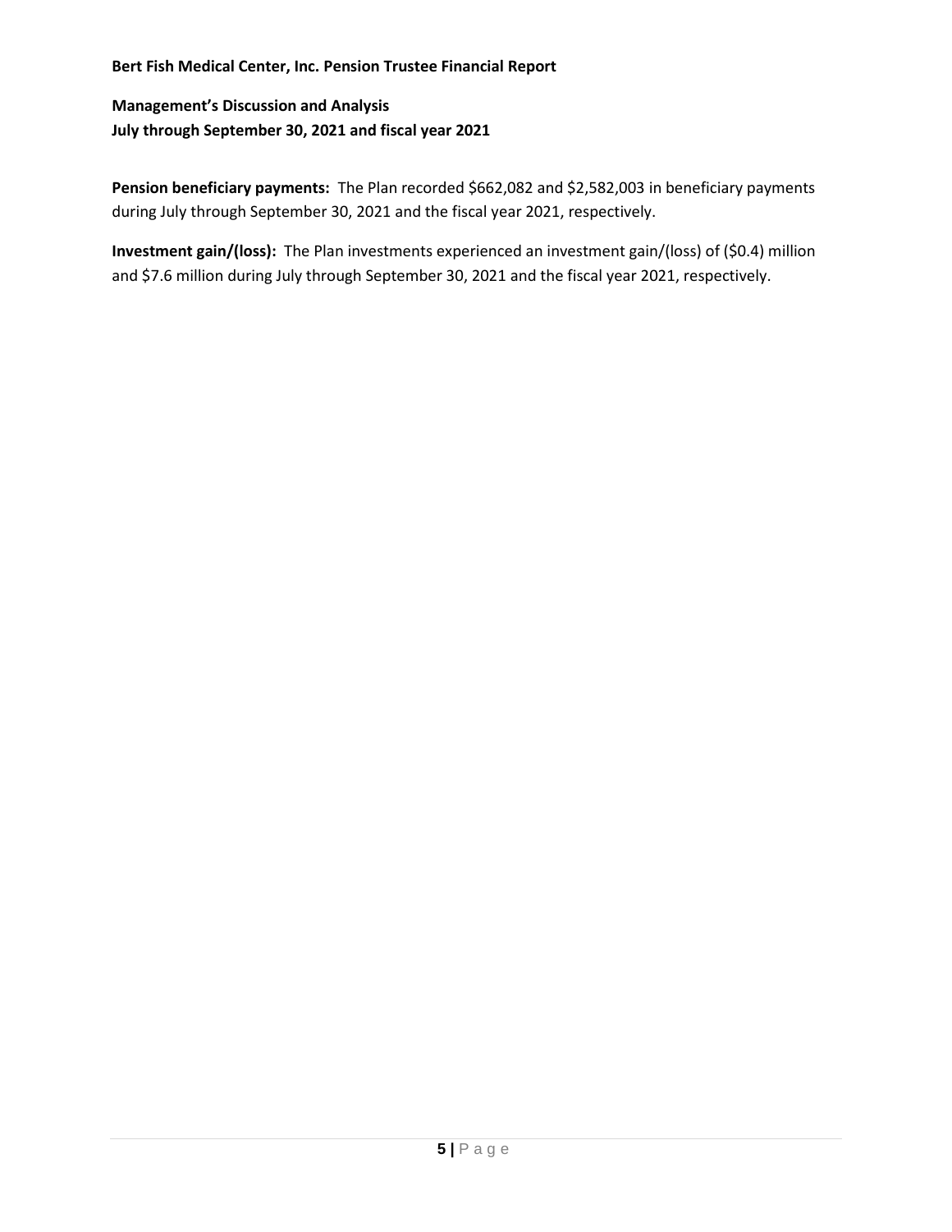**Bert Fish Medical Center, Inc. Pension Trustee Financial Report**

**Management's Discussion and Analysis**
**July through September 30, 2021 and fiscal year 2021**

**Pension beneficiary payments:** The Plan recorded $662,082 and $2,582,003 in beneficiary payments during July through September 30, 2021 and the fiscal year 2021, respectively.

**Investment gain/(loss):** The Plan investments experienced an investment gain/(loss) of ($0.4) million and $7.6 million during July through September 30, 2021 and the fiscal year 2021, respectively.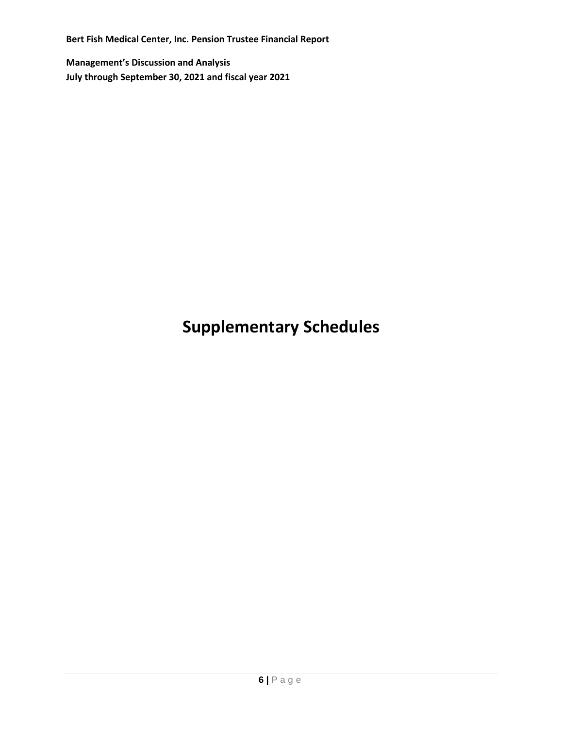# Supplementary Schedules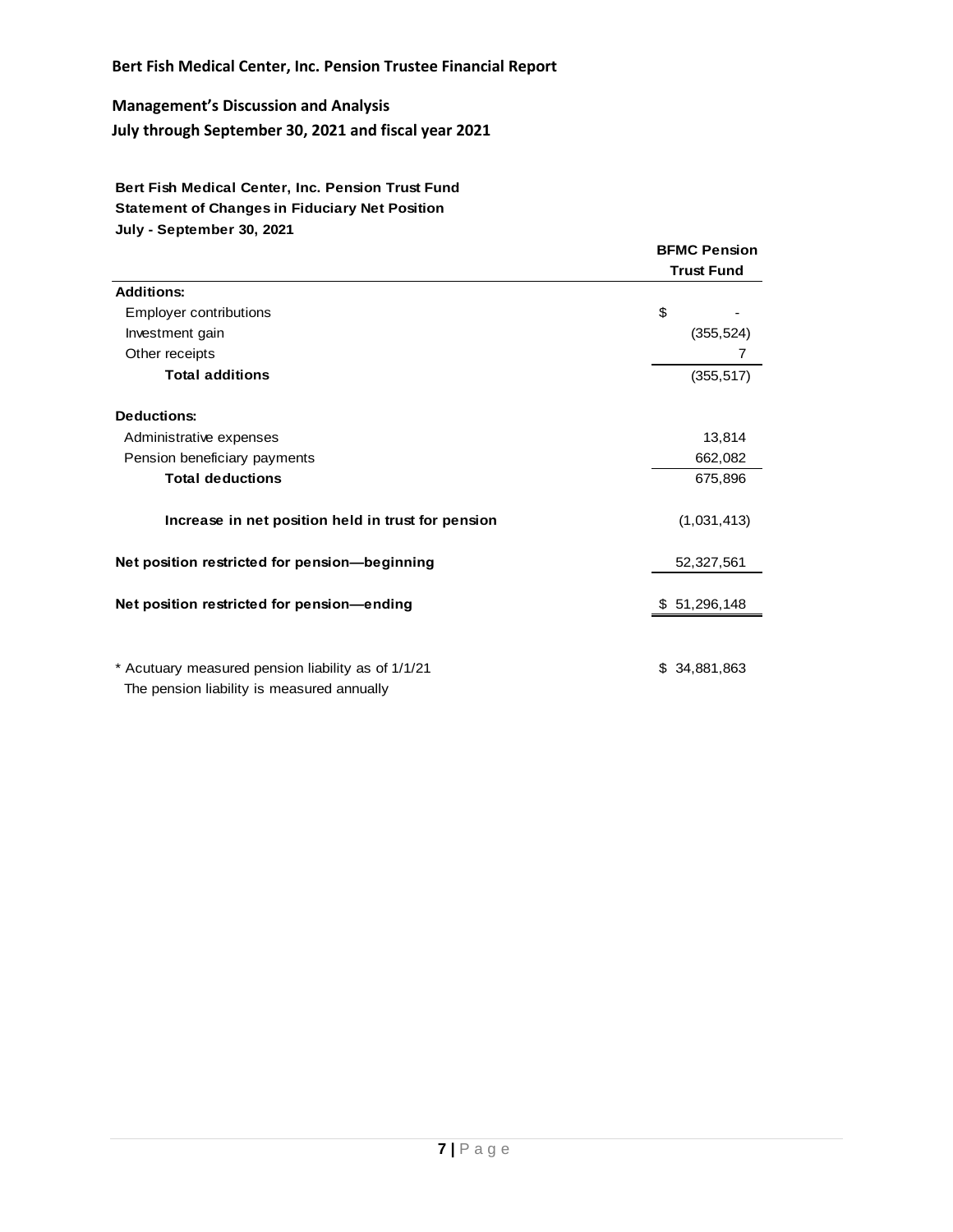**Bert Fish Medical Center, Inc. Pension Trustee Financial Report**

**Management's Discussion and Analysis**

**July through September 30, 2021 and fiscal year 2021**

**Bert Fish Medical Center, Inc. Pension Trust Fund**
**Statement of Changes in Fiduciary Net Position**
**July - September 30, 2021**

| | BFMC Pension Trust Fund |
|---|---|
| **Additions:** | |
| Employer contributions | $ - |
| Investment gain | (355,524) |
| Other receipts | 7 |
| **Total additions** | (355,517) |
| **Deductions:** | |
| Administrative expenses | 13,814 |
| Pension beneficiary payments | 662,082 |
| **Total deductions** | 675,896 |
| **Increase in net position held in trust for pension** | (1,031,413) |
| **Net position restricted for pension—beginning** | 52,327,561 |
| **Net position restricted for pension—ending** | $ 51,296,148 |
| * Acutuary measured pension liability as of 1/1/21 | $ 34,881,863 |

The pension liability is measured annually